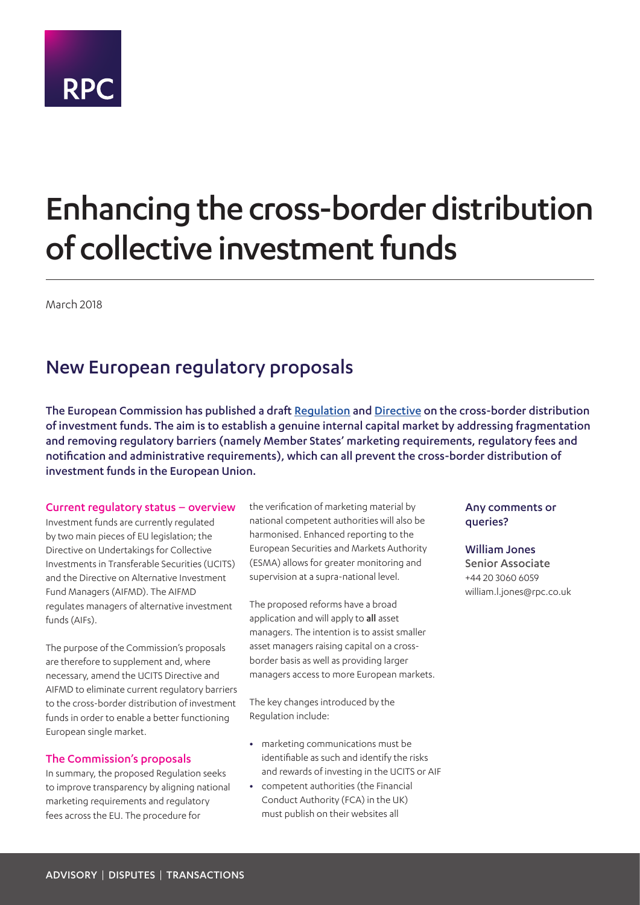RPC

# Enhancing the cross-border distribution of collective investment funds

March 2018

## New European regulatory proposals

**The European Commission has published a draft Regulation and Directive on the cross-border distribution of investment funds. The aim is to establish a genuine internal capital market by addressing fragmentation and removing regulatory barriers (namely Member States' marketing requirements, regulatory fees and notification and administrative requirements), which can all prevent the cross-border distribution of investment funds in the European Union.**

### Current regulatory status – overview

Investment funds are currently regulated by two main pieces of EU legislation; the Directive on Undertakings for Collective Investments in Transferable Securities (UCITS) and the Directive on Alternative Investment Fund Managers (AIFMD). The AIFMD regulates managers of alternative investment funds (AIFs).

The purpose of the Commission's proposals are therefore to supplement and, where necessary, amend the UCITS Directive and AIFMD to eliminate current regulatory barriers to the cross-border distribution of investment funds in order to enable a better functioning European single market.

### The Commission's proposals

In summary, the proposed Regulation seeks to improve transparency by aligning national marketing requirements and regulatory fees across the EU. The procedure for the verification of marketing material by national competent authorities will also be harmonised. Enhanced reporting to the European Securities and Markets Authority (ESMA) allows for greater monitoring and supervision at a supra-national level.

The proposed reforms have a broad application and will apply to **all** asset managers. The intention is to assist smaller asset managers raising capital on a cross-border basis as well as providing larger managers access to more European markets.

The key changes introduced by the Regulation include:

- marketing communications must be identifiable as such and identify the risks and rewards of investing in the UCITS or AIF
- competent authorities (the Financial Conduct Authority (FCA) in the UK) must publish on their websites all

**Any comments or queries?**

**William Jones**
Senior Associate
+44 20 3060 6059
william.l.jones@rpc.co.uk

ADVISORY | DISPUTES | TRANSACTIONS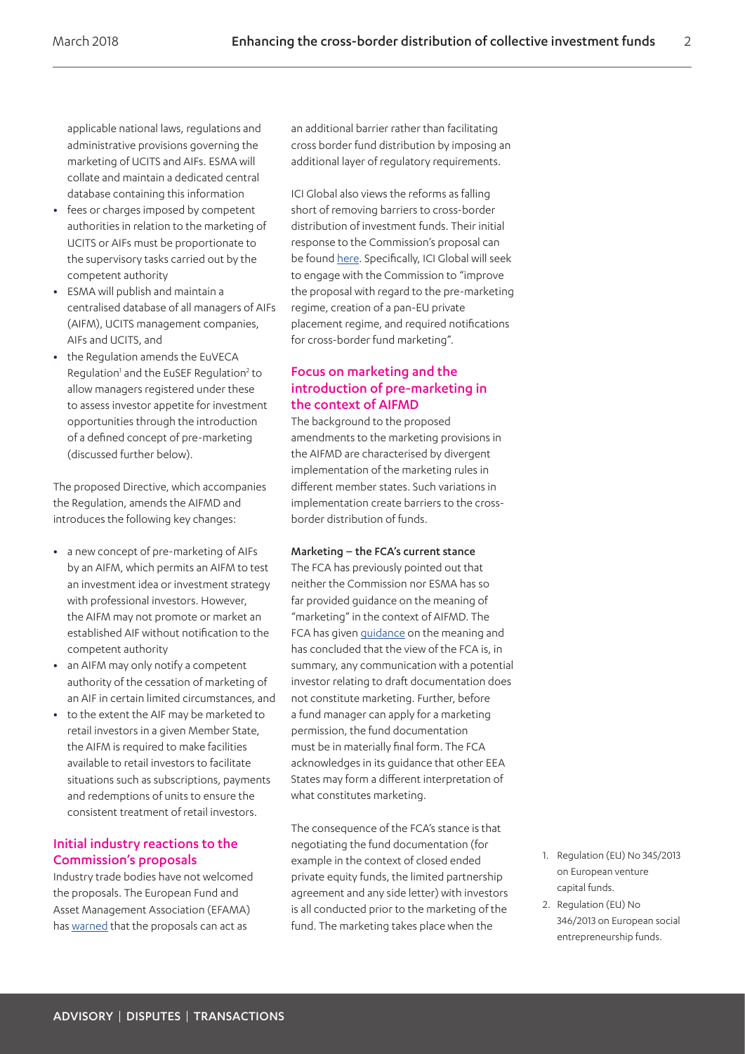applicable national laws, regulations and administrative provisions governing the marketing of UCITS and AIFs. ESMA will collate and maintain a dedicated central database containing this information

- fees or charges imposed by competent authorities in relation to the marketing of UCITS or AIFs must be proportionate to the supervisory tasks carried out by the competent authority
- ESMA will publish and maintain a centralised database of all managers of AIFs (AIFM), UCITS management companies, AIFs and UCITS, and
- the Regulation amends the EuVECA Regulation[1] and the EuSEF Regulation[2] to allow managers registered under these to assess investor appetite for investment opportunities through the introduction of a defined concept of pre-marketing (discussed further below).

The proposed Directive, which accompanies the Regulation, amends the AIFMD and introduces the following key changes:

- a new concept of pre-marketing of AIFs by an AIFM, which permits an AIFM to test an investment idea or investment strategy with professional investors. However, the AIFM may not promote or market an established AIF without notification to the competent authority
- an AIFM may only notify a competent authority of the cessation of marketing of an AIF in certain limited circumstances, and
- to the extent the AIF may be marketed to retail investors in a given Member State, the AIFM is required to make facilities available to retail investors to facilitate situations such as subscriptions, payments and redemptions of units to ensure the consistent treatment of retail investors.

## Initial industry reactions to the Commission's proposals

Industry trade bodies have not welcomed the proposals. The European Fund and Asset Management Association (EFAMA) has warned that the proposals can act as an additional barrier rather than facilitating cross border fund distribution by imposing an additional layer of regulatory requirements.

ICI Global also views the reforms as falling short of removing barriers to cross-border distribution of investment funds. Their initial response to the Commission's proposal can be found here. Specifically, ICI Global will seek to engage with the Commission to "improve the proposal with regard to the pre-marketing regime, creation of a pan-EU private placement regime, and required notifications for cross-border fund marketing".

## Focus on marketing and the introduction of pre-marketing in the context of AIFMD

The background to the proposed amendments to the marketing provisions in the AIFMD are characterised by divergent implementation of the marketing rules in different member states. Such variations in implementation create barriers to the cross-border distribution of funds.

### Marketing – the FCA's current stance

The FCA has previously pointed out that neither the Commission nor ESMA has so far provided guidance on the meaning of "marketing" in the context of AIFMD. The FCA has given guidance on the meaning and has concluded that the view of the FCA is, in summary, any communication with a potential investor relating to draft documentation does not constitute marketing. Further, before a fund manager can apply for a marketing permission, the fund documentation must be in materially final form. The FCA acknowledges in its guidance that other EEA States may form a different interpretation of what constitutes marketing.

The consequence of the FCA's stance is that negotiating the fund documentation (for example in the context of closed ended private equity funds, the limited partnership agreement and any side letter) with investors is all conducted prior to the marketing of the fund. The marketing takes place when the

1. Regulation (EU) No 345/2013 on European venture capital funds.
2. Regulation (EU) No 346/2013 on European social entrepreneurship funds.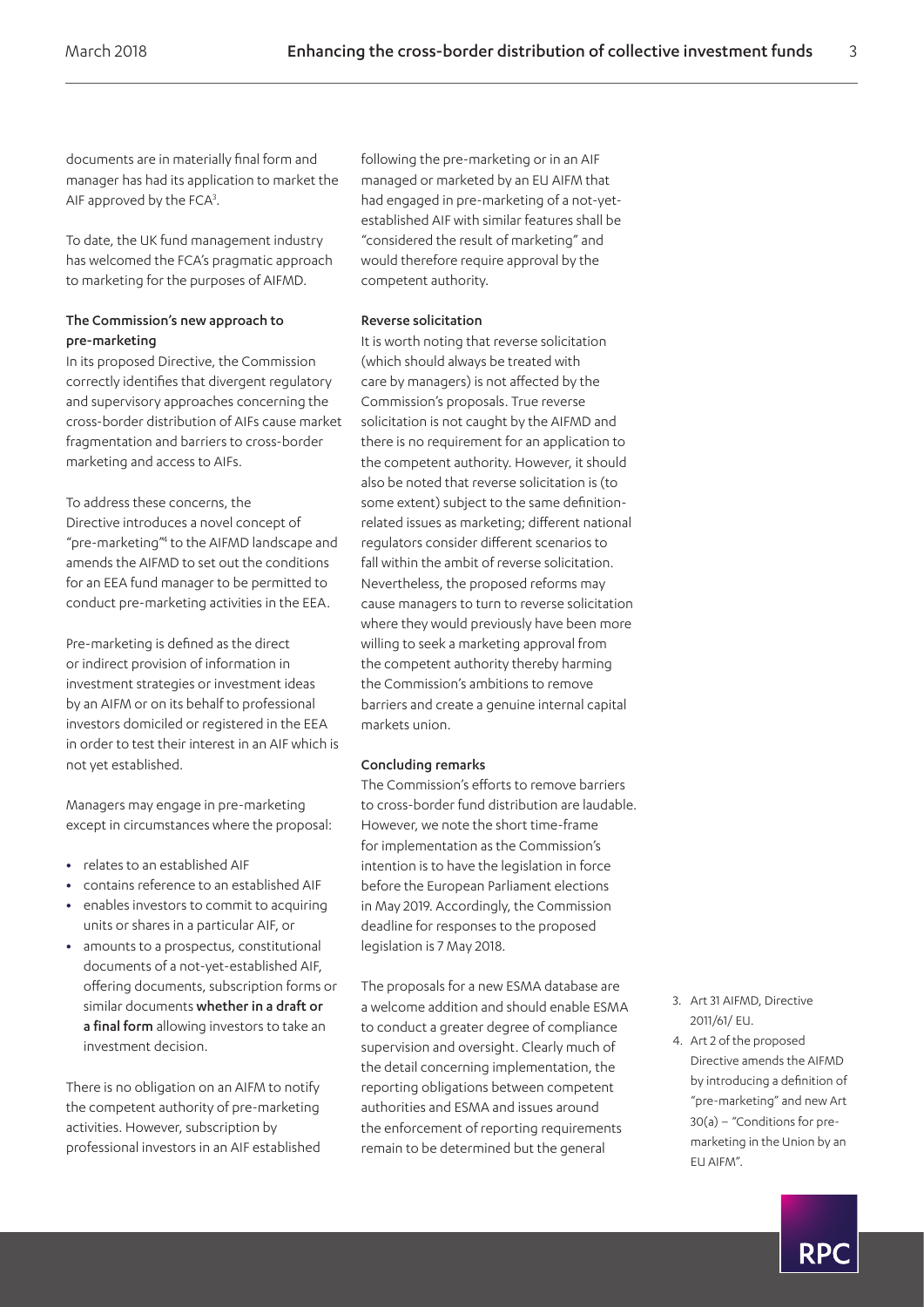documents are in materially final form and manager has had its application to market the AIF approved by the FCA[3].

To date, the UK fund management industry has welcomed the FCA's pragmatic approach to marketing for the purposes of AIFMD.

### The Commission's new approach to pre-marketing

In its proposed Directive, the Commission correctly identifies that divergent regulatory and supervisory approaches concerning the cross-border distribution of AIFs cause market fragmentation and barriers to cross-border marketing and access to AIFs.

To address these concerns, the Directive introduces a novel concept of "pre-marketing"[4] to the AIFMD landscape and amends the AIFMD to set out the conditions for an EEA fund manager to be permitted to conduct pre-marketing activities in the EEA.

Pre-marketing is defined as the direct or indirect provision of information in investment strategies or investment ideas by an AIFM or on its behalf to professional investors domiciled or registered in the EEA in order to test their interest in an AIF which is not yet established.

Managers may engage in pre-marketing except in circumstances where the proposal:

- relates to an established AIF
- contains reference to an established AIF
- enables investors to commit to acquiring units or shares in a particular AIF, or
- amounts to a prospectus, constitutional documents of a not-yet-established AIF, offering documents, subscription forms or similar documents **whether in a draft or a final form** allowing investors to take an investment decision.

There is no obligation on an AIFM to notify the competent authority of pre-marketing activities. However, subscription by professional investors in an AIF established following the pre-marketing or in an AIF managed or marketed by an EU AIFM that had engaged in pre-marketing of a not-yet-established AIF with similar features shall be "considered the result of marketing" and would therefore require approval by the competent authority.

### Reverse solicitation

It is worth noting that reverse solicitation (which should always be treated with care by managers) is not affected by the Commission's proposals. True reverse solicitation is not caught by the AIFMD and there is no requirement for an application to the competent authority. However, it should also be noted that reverse solicitation is (to some extent) subject to the same definition-related issues as marketing; different national regulators consider different scenarios to fall within the ambit of reverse solicitation. Nevertheless, the proposed reforms may cause managers to turn to reverse solicitation where they would previously have been more willing to seek a marketing approval from the competent authority thereby harming the Commission's ambitions to remove barriers and create a genuine internal capital markets union.

### Concluding remarks

The Commission's efforts to remove barriers to cross-border fund distribution are laudable. However, we note the short time-frame for implementation as the Commission's intention is to have the legislation in force before the European Parliament elections in May 2019. Accordingly, the Commission deadline for responses to the proposed legislation is 7 May 2018.

The proposals for a new ESMA database are a welcome addition and should enable ESMA to conduct a greater degree of compliance supervision and oversight. Clearly much of the detail concerning implementation, the reporting obligations between competent authorities and ESMA and issues around the enforcement of reporting requirements remain to be determined but the general

3. Art 31 AIFMD, Directive 2011/61/ EU.
4. Art 2 of the proposed Directive amends the AIFMD by introducing a definition of "pre-marketing" and new Art 30(a) – "Conditions for pre-marketing in the Union by an EU AIFM".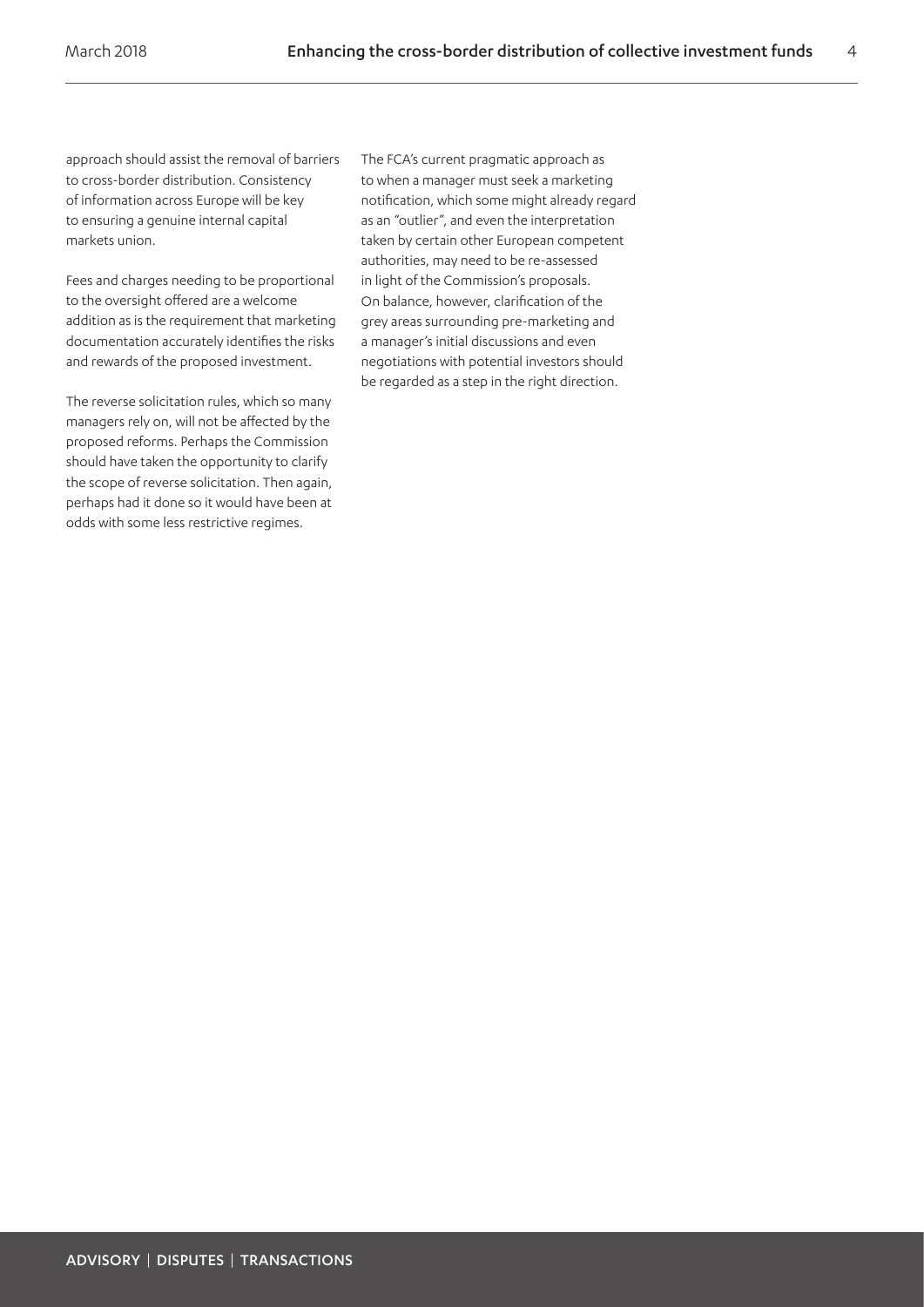approach should assist the removal of barriers to cross-border distribution. Consistency of information across Europe will be key to ensuring a genuine internal capital markets union.

Fees and charges needing to be proportional to the oversight offered are a welcome addition as is the requirement that marketing documentation accurately identifies the risks and rewards of the proposed investment.

The reverse solicitation rules, which so many managers rely on, will not be affected by the proposed reforms. Perhaps the Commission should have taken the opportunity to clarify the scope of reverse solicitation. Then again, perhaps had it done so it would have been at odds with some less restrictive regimes.

The FCA's current pragmatic approach as to when a manager must seek a marketing notification, which some might already regard as an "outlier", and even the interpretation taken by certain other European competent authorities, may need to be re-assessed in light of the Commission's proposals. On balance, however, clarification of the grey areas surrounding pre-marketing and a manager's initial discussions and even negotiations with potential investors should be regarded as a step in the right direction.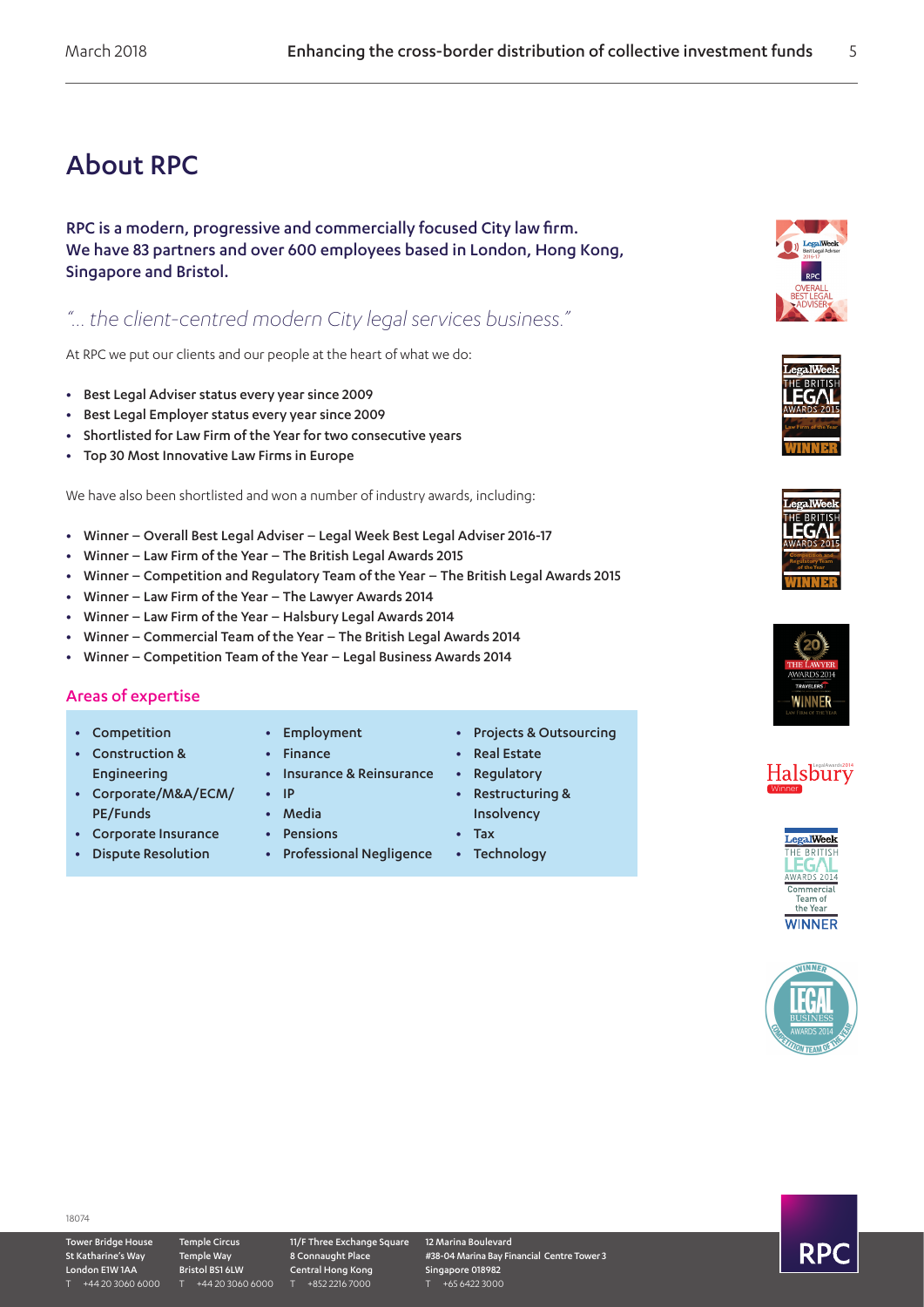# About RPC

**RPC is a modern, progressive and commercially focused City law firm. We have 83 partners and over 600 employees based in London, Hong Kong, Singapore and Bristol.**

*"... the client-centred modern City legal services business."*

At RPC we put our clients and our people at the heart of what we do:

- Best Legal Adviser status every year since 2009
- Best Legal Employer status every year since 2009
- Shortlisted for Law Firm of the Year for two consecutive years
- Top 30 Most Innovative Law Firms in Europe

We have also been shortlisted and won a number of industry awards, including:

- Winner – Overall Best Legal Adviser – Legal Week Best Legal Adviser 2016-17
- Winner – Law Firm of the Year – The British Legal Awards 2015
- Winner – Competition and Regulatory Team of the Year – The British Legal Awards 2015
- Winner – Law Firm of the Year – The Lawyer Awards 2014
- Winner – Law Firm of the Year – Halsbury Legal Awards 2014
- Winner – Commercial Team of the Year – The British Legal Awards 2014
- Winner – Competition Team of the Year – Legal Business Awards 2014

## Areas of expertise

- Competition
- Construction & Engineering
- Corporate/M&A/ECM/PE/Funds
- Corporate Insurance
- Dispute Resolution
- Employment
- Finance
- Insurance & Reinsurance
- IP
- Media
- Pensions
- Professional Negligence
- Projects & Outsourcing
- Real Estate
- Regulatory
- Restructuring & Insolvency
- Tax
- Technology

18074

Tower Bridge House
St Katharine's Way
London E1W 1AA
T +44 20 3060 6000

Temple Circus
Temple Way
Bristol BS1 6LW
T +44 20 3060 6000

11/F Three Exchange Square
8 Connaught Place
Central Hong Kong
T +852 2216 7000

12 Marina Boulevard
#38-04 Marina Bay Financial Centre Tower 3
Singapore 018982
T +65 6422 3000